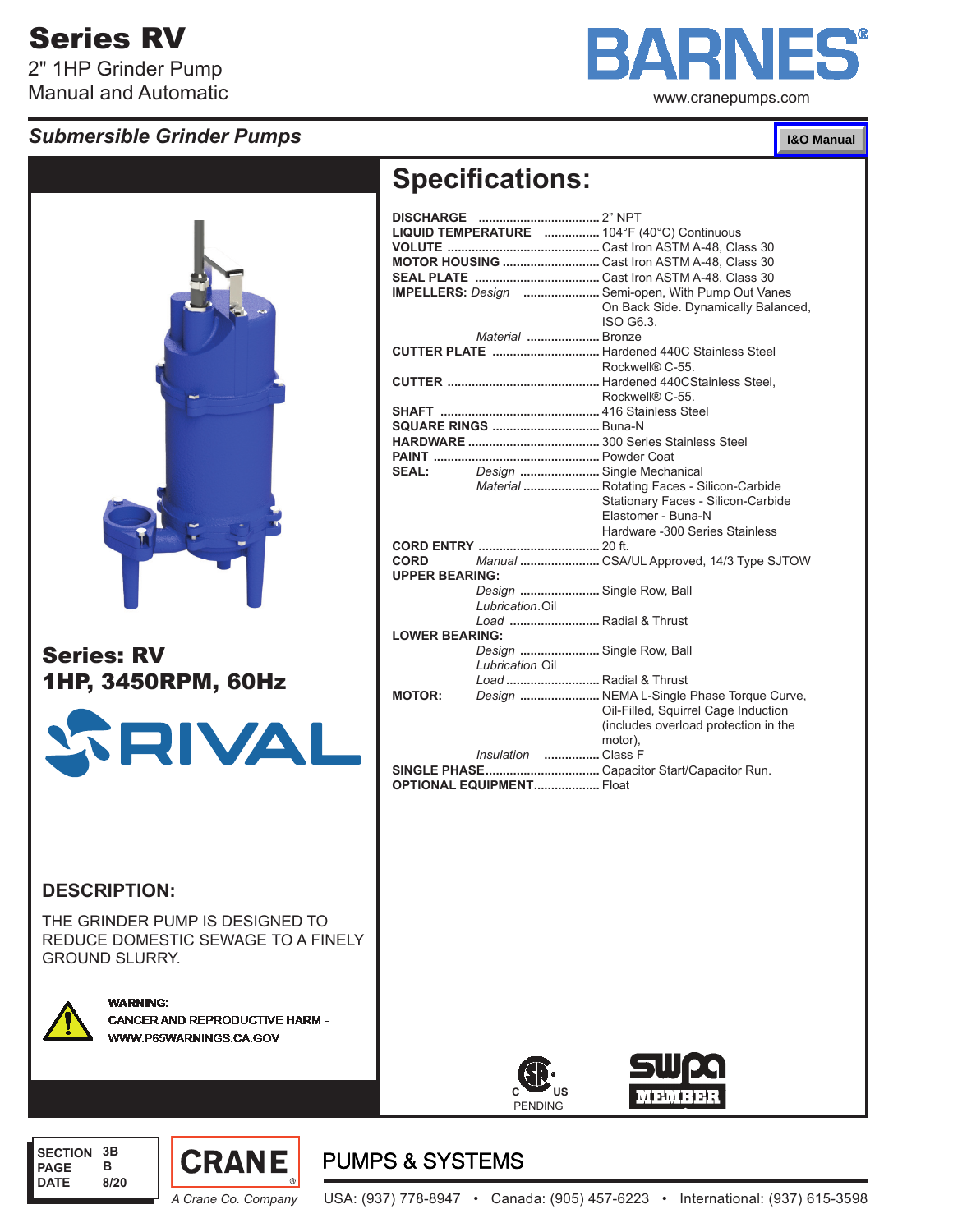# Series RV

2" 1HP Grinder Pump
Manual and Automatic

BARNES®
www.cranepumps.com

## *Submersible Grinder Pumps*

I&O Manual

**Series: RV**
**1HP, 3450RPM, 60Hz**

RIVAL

## DESCRIPTION:

THE GRINDER PUMP IS DESIGNED TO REDUCE DOMESTIC SEWAGE TO A FINELY GROUND SLURRY.

**WARNING:**
CANCER AND REPRODUCTIVE HARM - WWW.P65WARNINGS.CA.GOV

## Specifications:

**DISCHARGE** .................................. 2" NPT
**LIQUID TEMPERATURE** ............... 104°F (40°C) Continuous
**VOLUTE** ........................................... Cast Iron ASTM A-48, Class 30
**MOTOR HOUSING** ........................... Cast Iron ASTM A-48, Class 30
**SEAL PLATE** .................................... Cast Iron ASTM A-48, Class 30
**IMPELLERS:** *Design* ...................... Semi-open, With Pump Out Vanes On Back Side. Dynamically Balanced, ISO G6.3.
*Material* .................... Bronze
**CUTTER PLATE** ............................... Hardened 440C Stainless Steel Rockwell® C-55.
**CUTTER** ........................................... Hardened 440CStainless Steel, Rockwell® C-55.
**SHAFT** .............................................. 416 Stainless Steel
**SQUARE RINGS** ............................... Buna-N
**HARDWARE** ...................................... 300 Series Stainless Steel
**PAINT** ............................................... Powder Coat
**SEAL:** *Design* ....................... Single Mechanical
*Material* ...................... Rotating Faces - Silicon-Carbide
Stationary Faces - Silicon-Carbide
Elastomer - Buna-N
Hardware -300 Series Stainless
**CORD ENTRY** ................................... 20 ft.
**CORD** *Manual* ....................... CSA/UL Approved, 14/3 Type SJTOW
**UPPER BEARING:**
*Design* ....................... Single Row, Ball
*Lubrication*.Oil
*Load* .......................... Radial & Thrust
**LOWER BEARING:**
*Design* ....................... Single Row, Ball
*Lubrication* Oil
*Load* ........................... Radial & Thrust
**MOTOR:** *Design* ....................... NEMA L-Single Phase Torque Curve, Oil-Filled, Squirrel Cage Induction (includes overload protection in the motor),
*Insulation* ................ Class F
**SINGLE PHASE**................................ Capacitor Start/Capacitor Run.
**OPTIONAL EQUIPMENT**.................. Float

C US PENDING

SWPA MEMBER

| SECTION | 3B |
|---|---|
| PAGE | B |
| DATE | 8/20 |

CRANE® A Crane Co. Company

PUMPS & SYSTEMS

USA: (937) 778-8947 • Canada: (905) 457-6223 • International: (937) 615-3598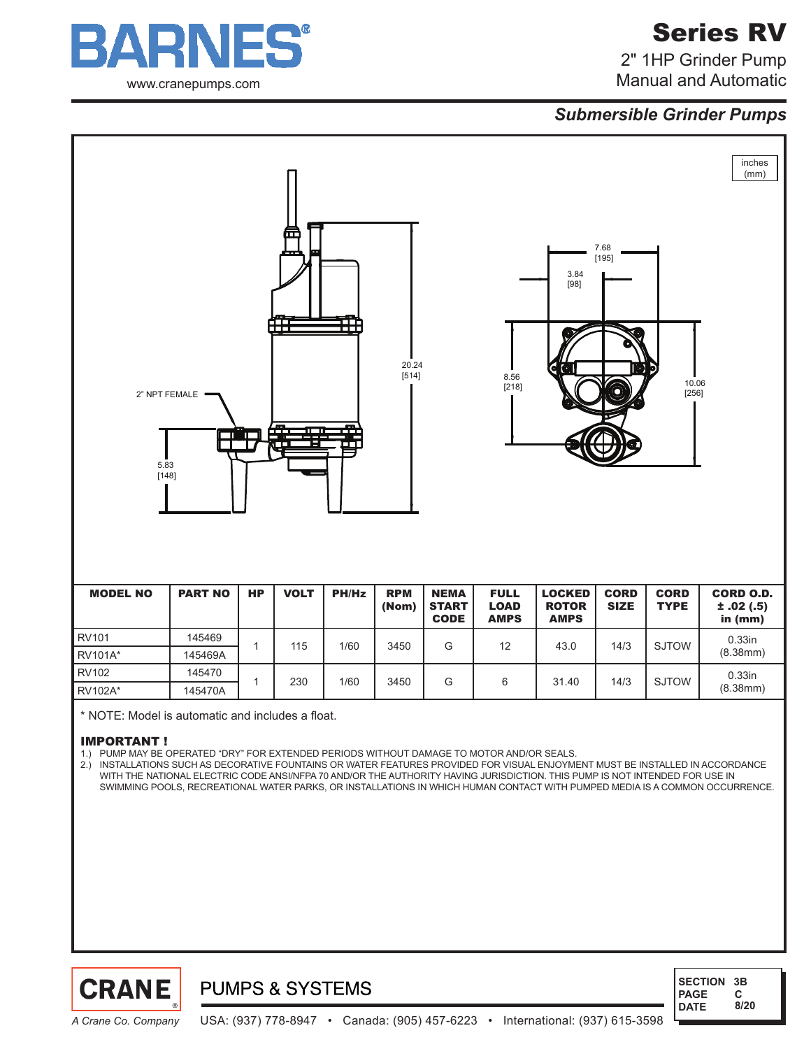# BARNES®

www.cranepumps.com

# Series RV

2" 1HP Grinder Pump
Manual and Automatic

## *Submersible Grinder Pumps*

inches
(mm)

2" NPT FEMALE

5.83
[148]

20.24
[514]

7.68
[195]

3.84
[98]

8.56
[218]

10.06
[256]

| MODEL NO | PART NO | HP | VOLT | PH/Hz | RPM (Nom) | NEMA START CODE | FULL LOAD AMPS | LOCKED ROTOR AMPS | CORD SIZE | CORD TYPE | CORD O.D. ± .02 (.5) in (mm) |
|---|---|---|---|---|---|---|---|---|---|---|---|
| RV101 | 145469 | 1 | 115 | 1/60 | 3450 | G | 12 | 43.0 | 14/3 | SJTOW | 0.33in (8.38mm) |
| RV101A* | 145469A | | | | | | | | | | |
| RV102 | 145470 | 1 | 230 | 1/60 | 3450 | G | 6 | 31.40 | 14/3 | SJTOW | 0.33in (8.38mm) |
| RV102A* | 145470A | | | | | | | | | | |

* NOTE: Model is automatic and includes a float.

**IMPORTANT !**

1.) PUMP MAY BE OPERATED "DRY" FOR EXTENDED PERIODS WITHOUT DAMAGE TO MOTOR AND/OR SEALS.
2.) INSTALLATIONS SUCH AS DECORATIVE FOUNTAINS OR WATER FEATURES PROVIDED FOR VISUAL ENJOYMENT MUST BE INSTALLED IN ACCORDANCE WITH THE NATIONAL ELECTRIC CODE ANSI/NFPA 70 AND/OR THE AUTHORITY HAVING JURISDICTION. THIS PUMP IS NOT INTENDED FOR USE IN SWIMMING POOLS, RECREATIONAL WATER PARKS, OR INSTALLATIONS IN WHICH HUMAN CONTACT WITH PUMPED MEDIA IS A COMMON OCCURRENCE.

CRANE® PUMPS & SYSTEMS

*A Crane Co. Company*

USA: (937) 778-8947 • Canada: (905) 457-6223 • International: (937) 615-3598

SECTION 3B
PAGE C
DATE 8/20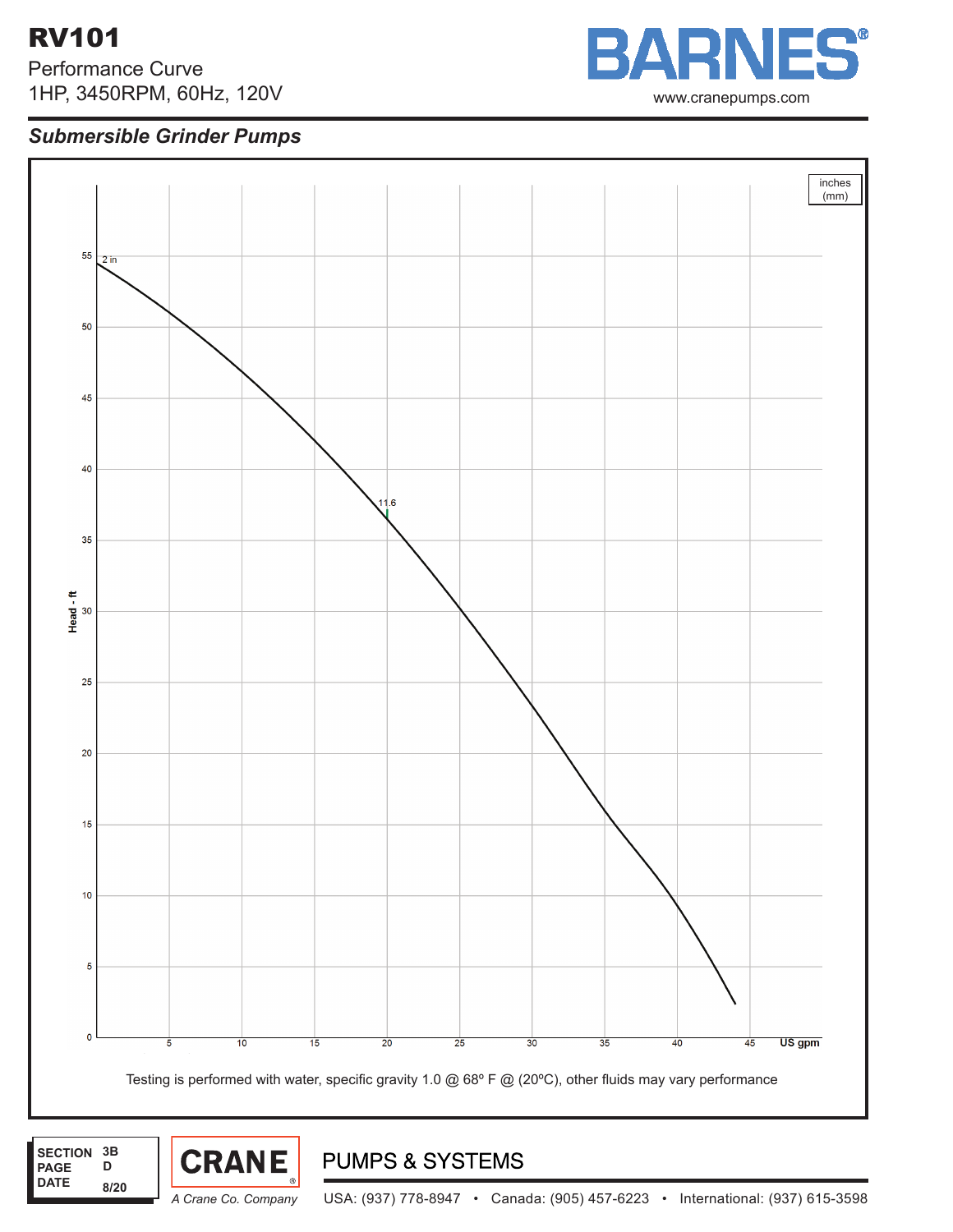# RV101

Performance Curve
1HP, 3450RPM, 60Hz, 120V

**BARNES**®
www.cranepumps.com

## *Submersible Grinder Pumps*

inches
(mm)

Head - ft

2 in

11.6

US gpm

Testing is performed with water, specific gravity 1.0 @ 68º F @ (20ºC), other fluids may vary performance

| SECTION | 3B |
|---|---|
| PAGE | D |
| DATE | 8/20 |

**CRANE**
*A Crane Co. Company*

PUMPS & SYSTEMS

USA: (937) 778-8947 • Canada: (905) 457-6223 • International: (937) 615-3598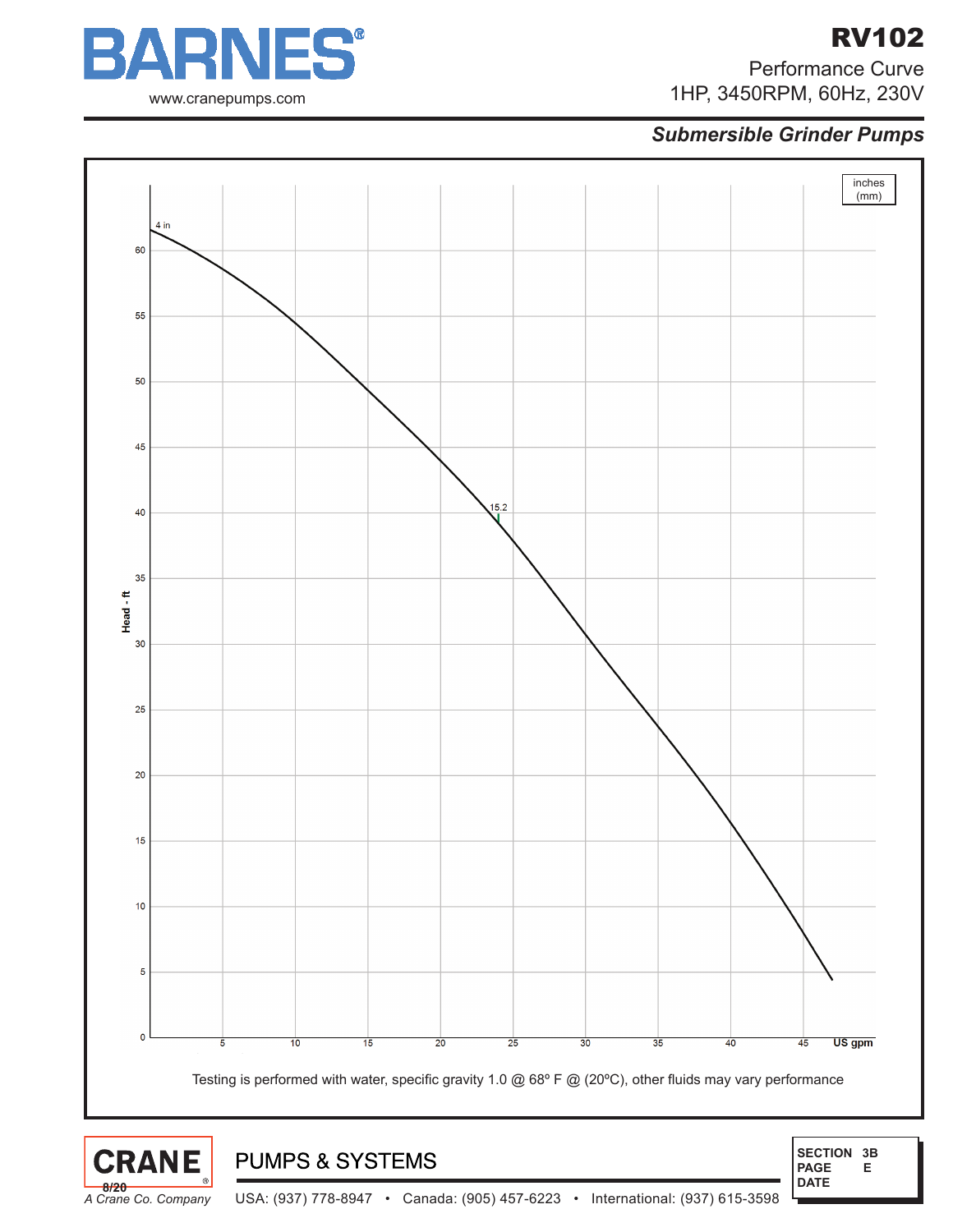# BARNES®

www.cranepumps.com

# RV102

Performance Curve
1HP, 3450RPM, 60Hz, 230V

## *Submersible Grinder Pumps*

inches
(mm)

4 in

15.2

Head - ft

0
5
10
15
20
25
30
35
40
45
50
55
60

5
10
15
20
25
30
35
40
45
US gpm

Testing is performed with water, specific gravity 1.0 @ 68º F @ (20ºC), other fluids may vary performance

CRANE®
A Crane Co. Company

PUMPS & SYSTEMS

USA: (937) 778-8947 • Canada: (905) 457-6223 • International: (937) 615-3598

SECTION 3B
PAGE E
DATE 8/20